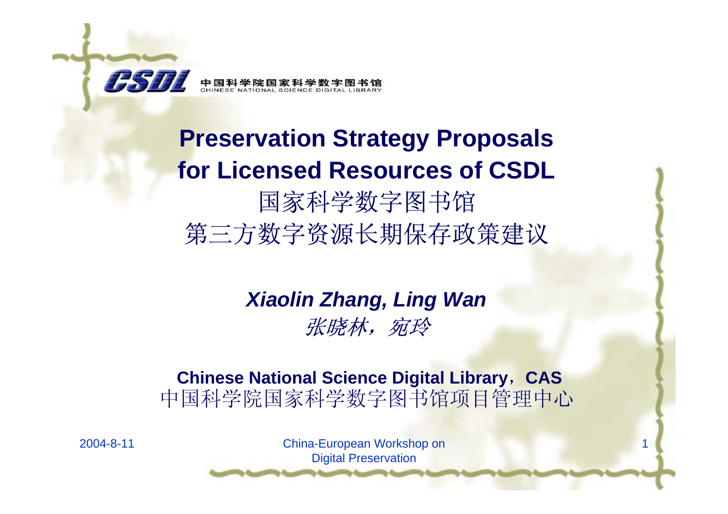CSDL 中国科学院国家科学数字图书馆 CHINESE NATIONAL SCIENCE DIGITAL LIBRARY

# Preservation Strategy Proposals for Licensed Resources of CSDL

# 国家科学数字图书馆 第三方数字资源长期保存政策建议

***Xiaolin Zhang, Ling Wan***

*张晓林，宛玲*

**Chinese National Science Digital Library，CAS**

中国科学院国家科学数字图书馆项目管理中心

2004-8-11

China-European Workshop on Digital Preservation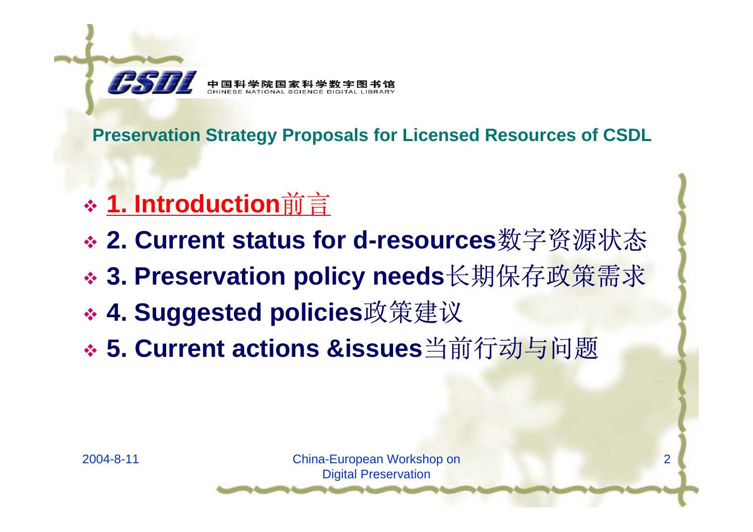**Preservation Strategy Proposals for Licensed Resources of CSDL**

- **1. Introduction**前言
- **2. Current status for d-resources**数字资源状态
- **3. Preservation policy needs**长期保存政策需求
- **4. Suggested policies**政策建议
- **5. Current actions &issues**当前行动与问题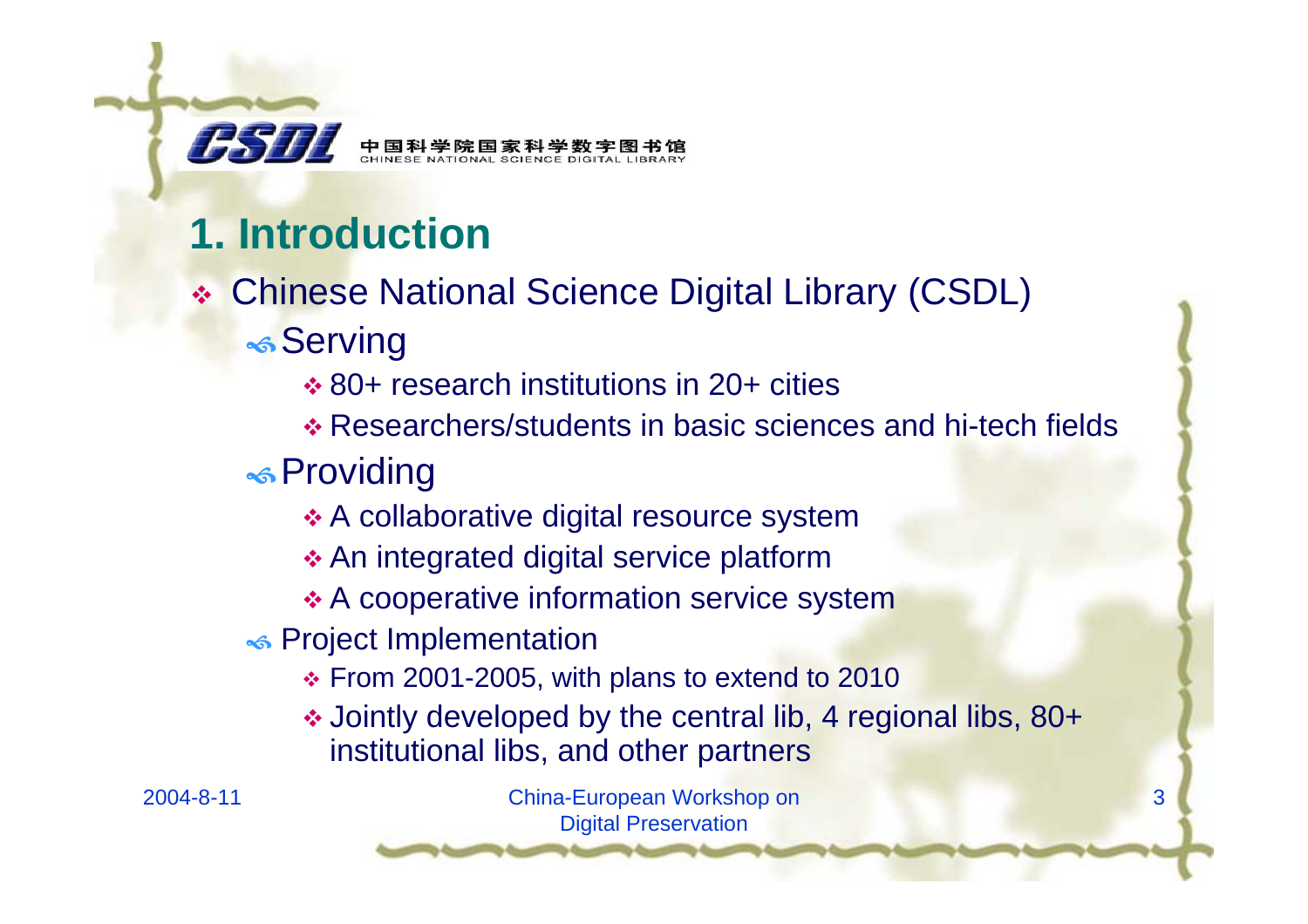## 1. Introduction

- Chinese National Science Digital Library (CSDL)
  - Serving
    - 80+ research institutions in 20+ cities
    - Researchers/students in basic sciences and hi-tech fields
  - Providing
    - A collaborative digital resource system
    - An integrated digital service platform
    - A cooperative information service system
  - Project Implementation
    - From 2001-2005, with plans to extend to 2010
    - Jointly developed by the central lib, 4 regional libs, 80+ institutional libs, and other partners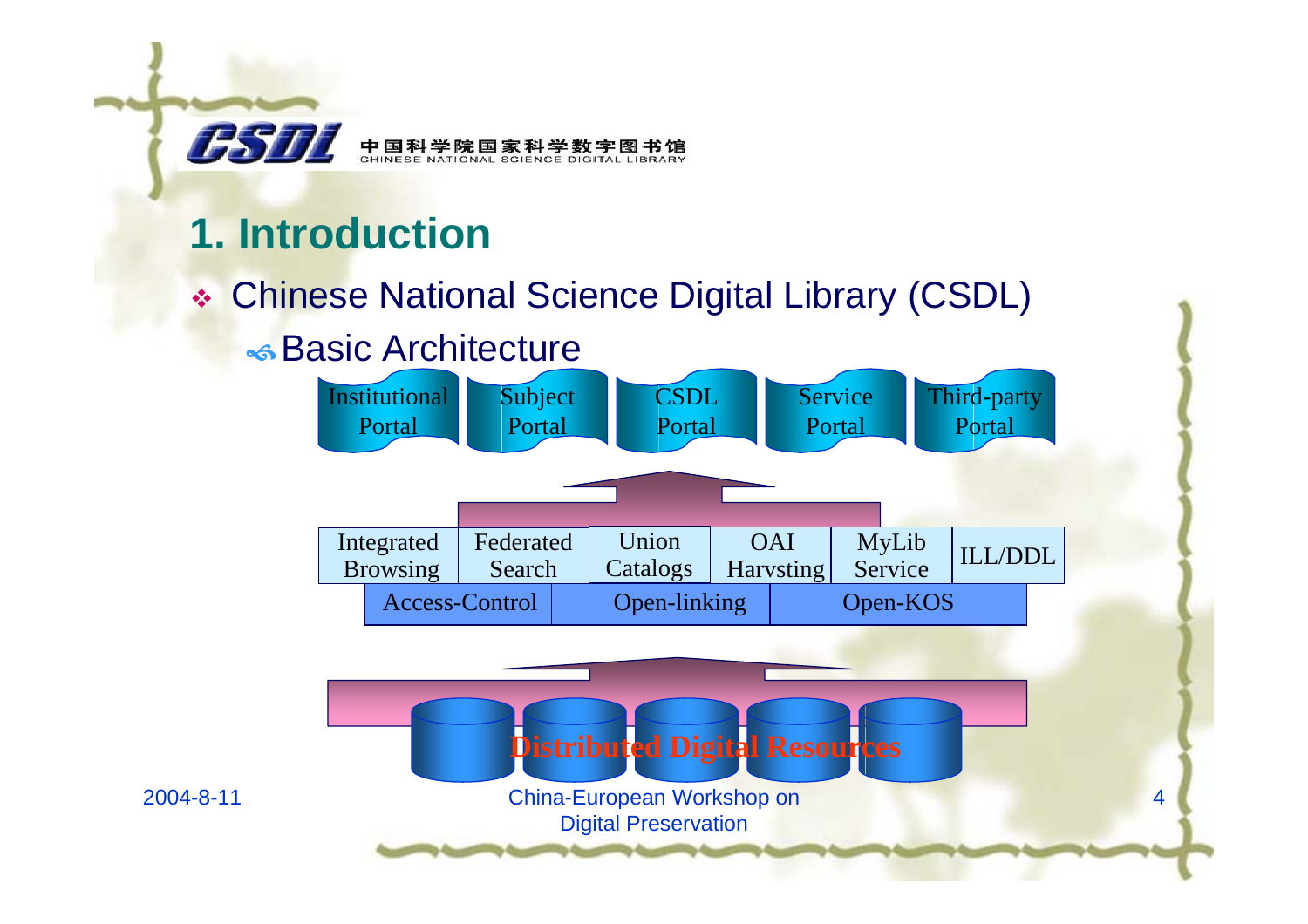# 1. Introduction

- Chinese National Science Digital Library (CSDL)
  - Basic Architecture

Institutional Portal | Subject Portal | CSDL Portal | Service Portal | Third-party Portal

Integrated Browsing | Federated Search | Union Catalogs | OAI Harvsting | MyLib Service | ILL/DDL

Access-Control | Open-linking | Open-KOS

Distributed Digital Resources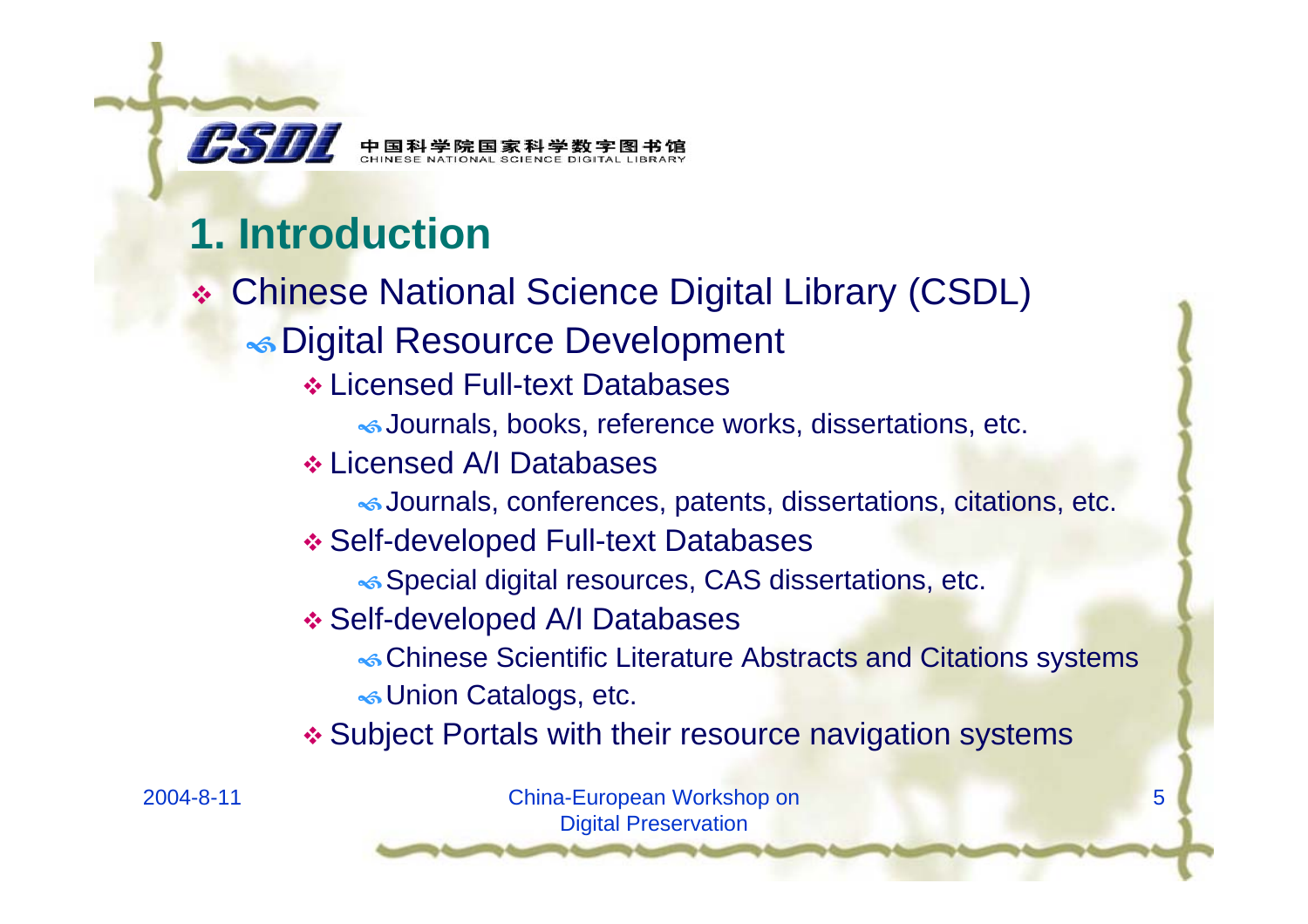## 1. Introduction

- Chinese National Science Digital Library (CSDL)
  - Digital Resource Development
    - Licensed Full-text Databases
      - Journals, books, reference works, dissertations, etc.
    - Licensed A/I Databases
      - Journals, conferences, patents, dissertations, citations, etc.
    - Self-developed Full-text Databases
      - Special digital resources, CAS dissertations, etc.
    - Self-developed A/I Databases
      - Chinese Scientific Literature Abstracts and Citations systems
      - Union Catalogs, etc.
    - Subject Portals with their resource navigation systems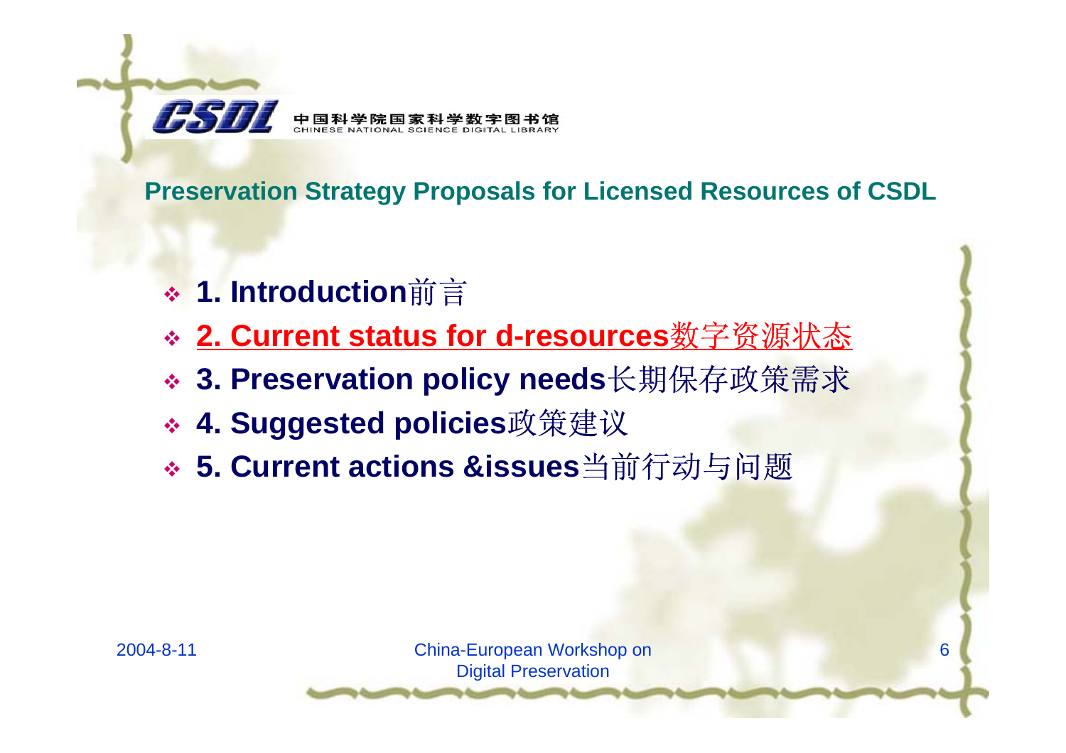## Preservation Strategy Proposals for Licensed Resources of CSDL

- **1. Introduction**前言
- **2. Current status for d-resources**数字资源状态
- **3. Preservation policy needs**长期保存政策需求
- **4. Suggested policies**政策建议
- **5. Current actions &issues**当前行动与问题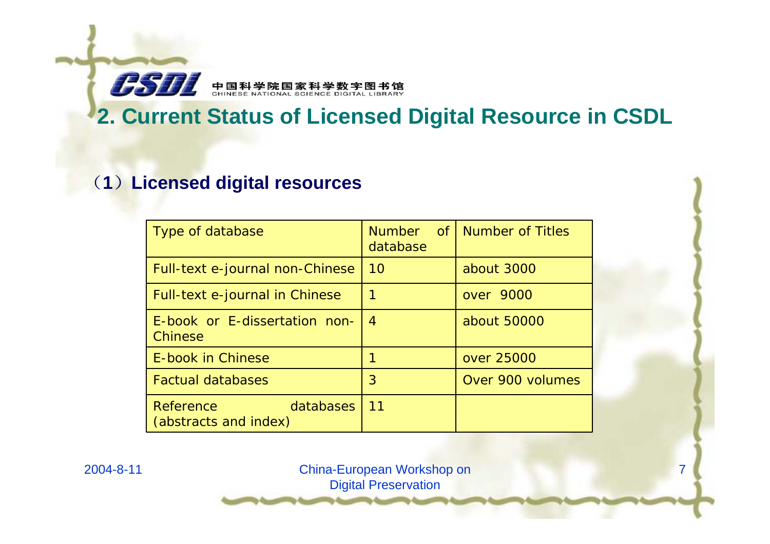## 2. Current Status of Licensed Digital Resource in CSDL

### （1）Licensed digital resources

| Type of database | Number of database | Number of Titles |
| --- | --- | --- |
| Full-text e-journal non-Chinese | 10 | about 3000 |
| Full-text e-journal in Chinese | 1 | over 9000 |
| E-book or E-dissertation non-Chinese | 4 | about 50000 |
| E-book in Chinese | 1 | over 25000 |
| Factual databases | 3 | Over 900 volumes |
| Reference databases (abstracts and index) | 11 | |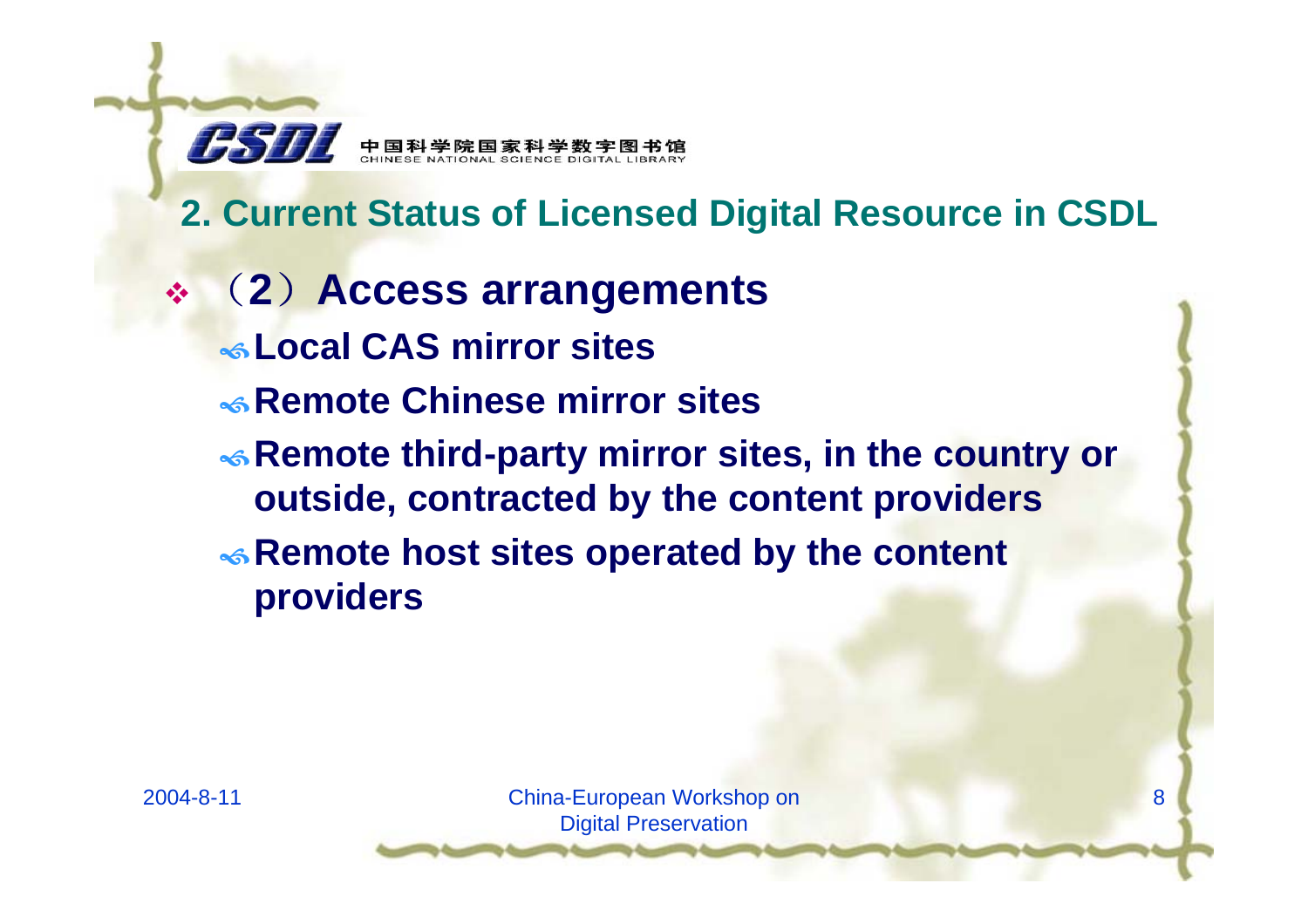## 2. Current Status of Licensed Digital Resource in CSDL

- **（2）Access arrangements**
  - **Local CAS mirror sites**
  - **Remote Chinese mirror sites**
  - **Remote third-party mirror sites, in the country or outside, contracted by the content providers**
  - **Remote host sites operated by the content providers**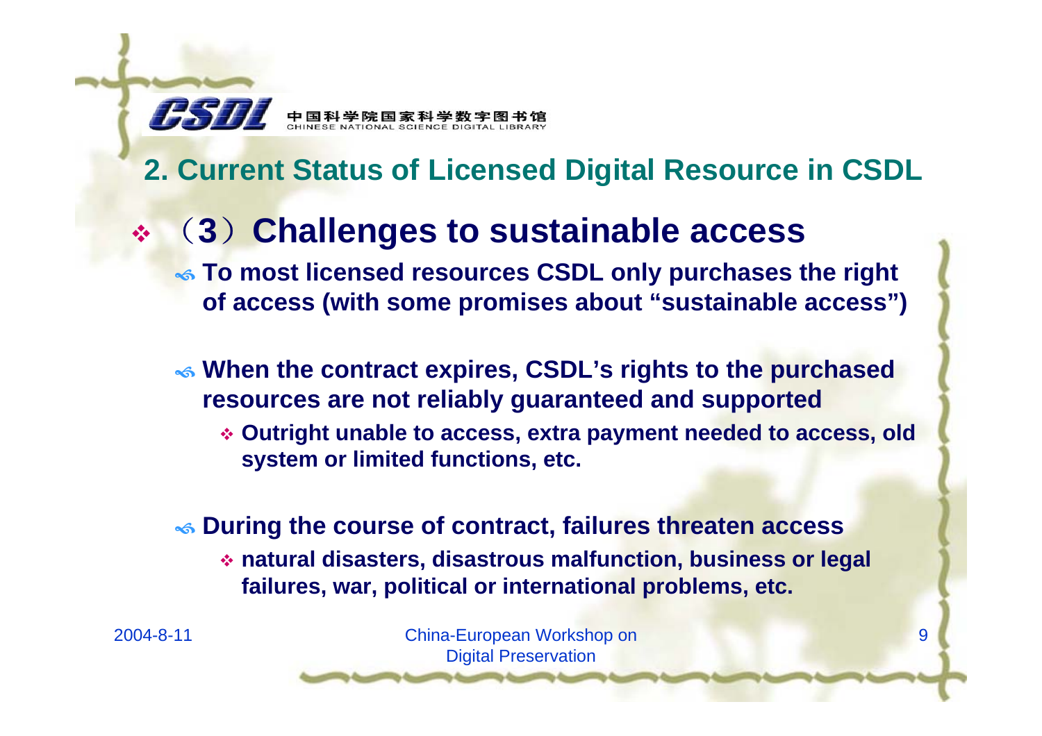## 2. Current Status of Licensed Digital Resource in CSDL

### （3）Challenges to sustainable access

- **To most licensed resources CSDL only purchases the right of access (with some promises about "sustainable access")**

- **When the contract expires, CSDL's rights to the purchased resources are not reliably guaranteed and supported**
  - **Outright unable to access, extra payment needed to access, old system or limited functions, etc.**

- **During the course of contract, failures threaten access**
  - **natural disasters, disastrous malfunction, business or legal failures, war, political or international problems, etc.**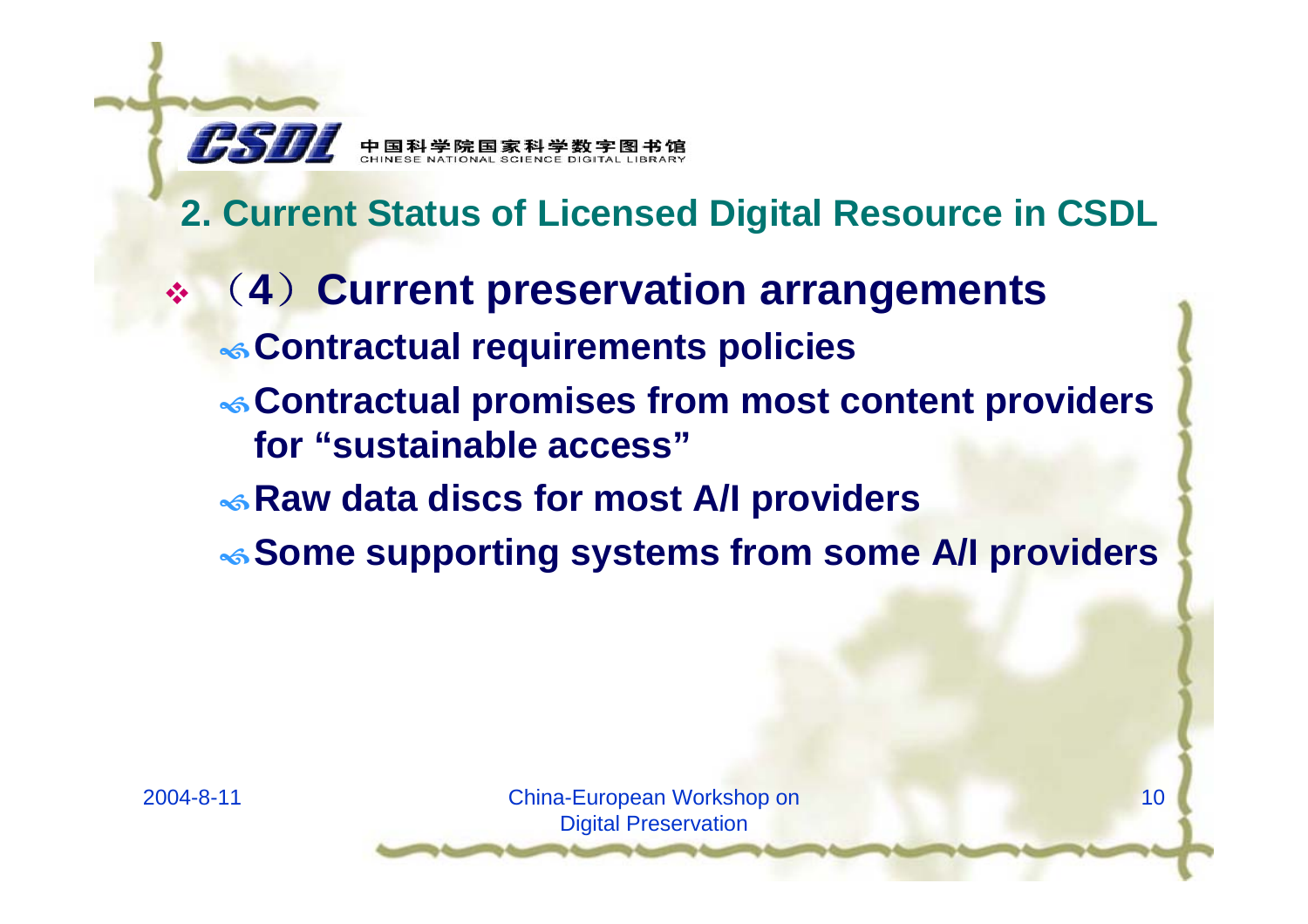## 2. Current Status of Licensed Digital Resource in CSDL

- （4）Current preservation arrangements
  - Contractual requirements policies
  - Contractual promises from most content providers for "sustainable access"
  - Raw data discs for most A/I providers
  - Some supporting systems from some A/I providers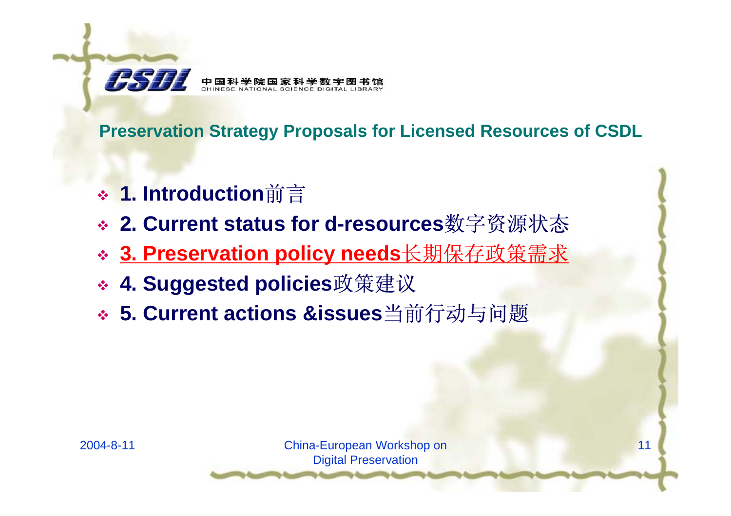## Preservation Strategy Proposals for Licensed Resources of CSDL

- **1. Introduction**前言
- **2. Current status for d-resources**数字资源状态
- **3. Preservation policy needs**长期保存政策需求
- **4. Suggested policies**政策建议
- **5. Current actions &issues**当前行动与问题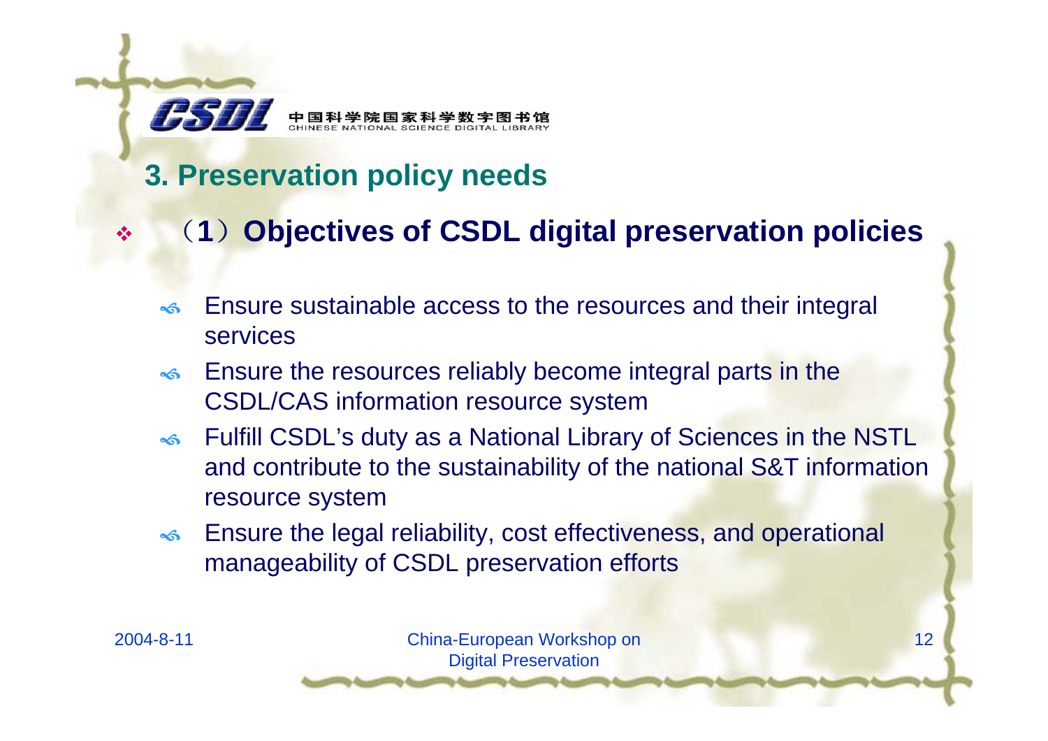## 3. Preservation policy needs

### （1）Objectives of CSDL digital preservation policies

- Ensure sustainable access to the resources and their integral services
- Ensure the resources reliably become integral parts in the CSDL/CAS information resource system
- Fulfill CSDL's duty as a National Library of Sciences in the NSTL and contribute to the sustainability of the national S&T information resource system
- Ensure the legal reliability, cost effectiveness, and operational manageability of CSDL preservation efforts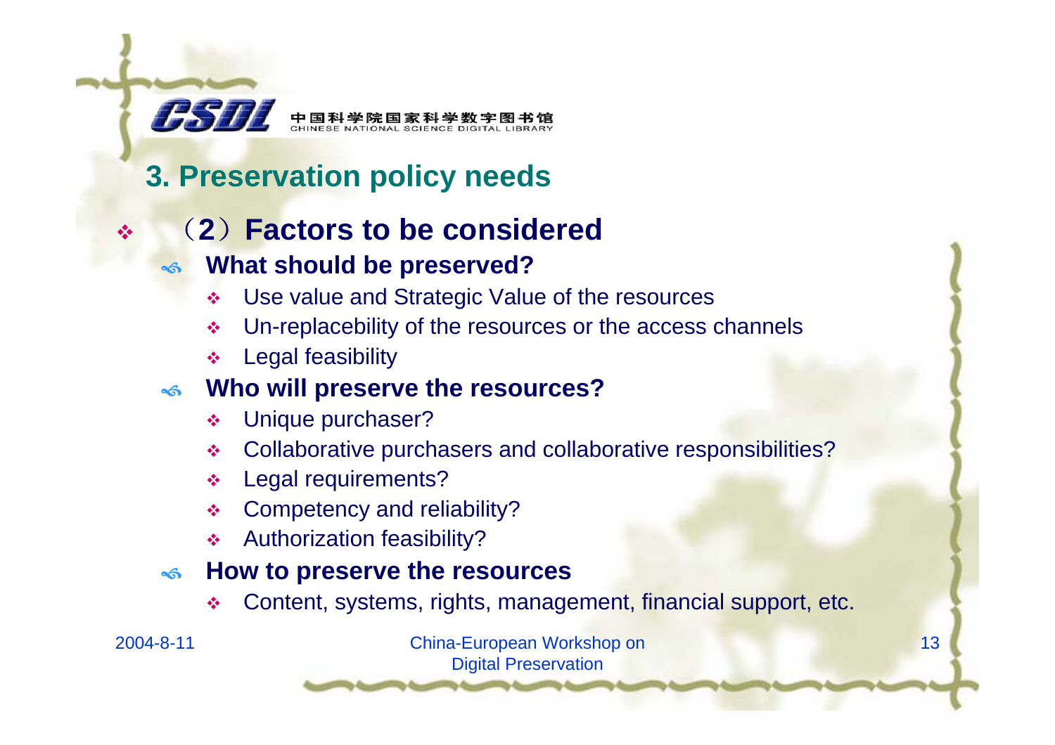## 3. Preservation policy needs

- （2）**Factors to be considered**
  - **What should be preserved?**
    - Use value and Strategic Value of the resources
    - Un-replacebility of the resources or the access channels
    - Legal feasibility
  - **Who will preserve the resources?**
    - Unique purchaser?
    - Collaborative purchasers and collaborative responsibilities?
    - Legal requirements?
    - Competency and reliability?
    - Authorization feasibility?
  - **How to preserve the resources**
    - Content, systems, rights, management, financial support, etc.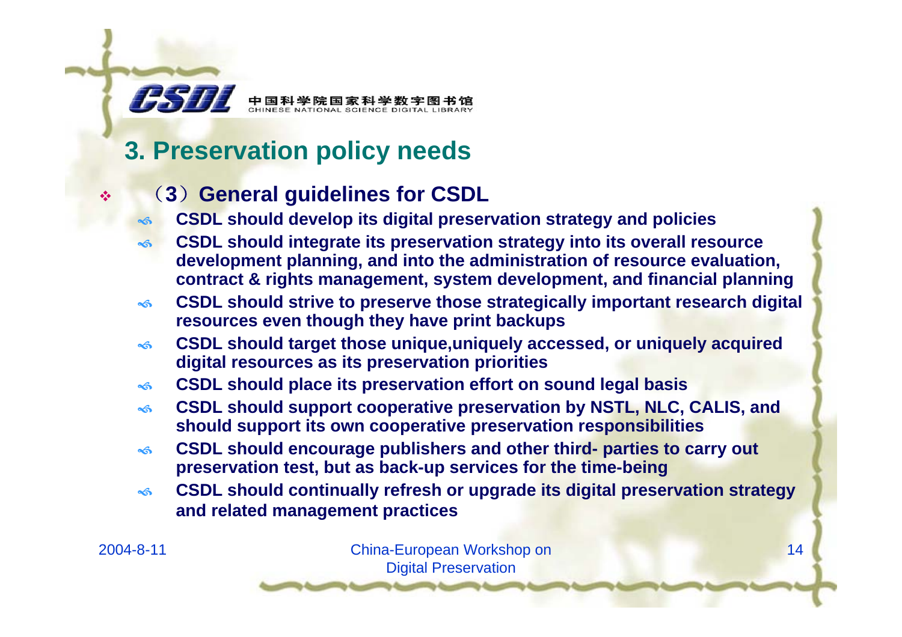## 3. Preservation policy needs

- **（3）General guidelines for CSDL**
  - **CSDL should develop its digital preservation strategy and policies**
  - **CSDL should integrate its preservation strategy into its overall resource development planning, and into the administration of resource evaluation, contract & rights management, system development, and financial planning**
  - **CSDL should strive to preserve those strategically important research digital resources even though they have print backups**
  - **CSDL should target those unique,uniquely accessed, or uniquely acquired digital resources as its preservation priorities**
  - **CSDL should place its preservation effort on sound legal basis**
  - **CSDL should support cooperative preservation by NSTL, NLC, CALIS, and should support its own cooperative preservation responsibilities**
  - **CSDL should encourage publishers and other third- parties to carry out preservation test, but as back-up services for the time-being**
  - **CSDL should continually refresh or upgrade its digital preservation strategy and related management practices**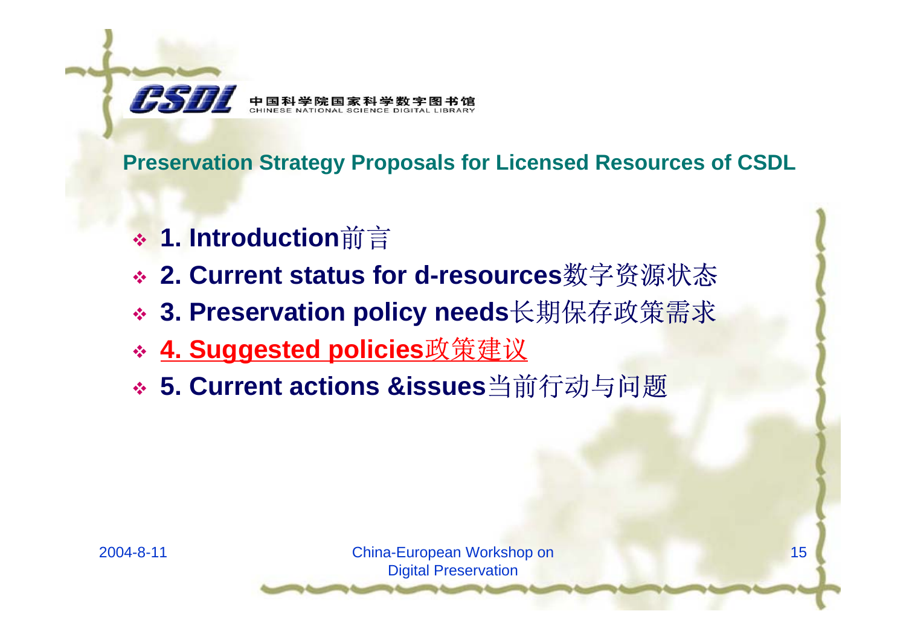## Preservation Strategy Proposals for Licensed Resources of CSDL

- **1. Introduction**前言
- **2. Current status for d-resources**数字资源状态
- **3. Preservation policy needs**长期保存政策需求
- **4. Suggested policies**政策建议
- **5. Current actions &issues**当前行动与问题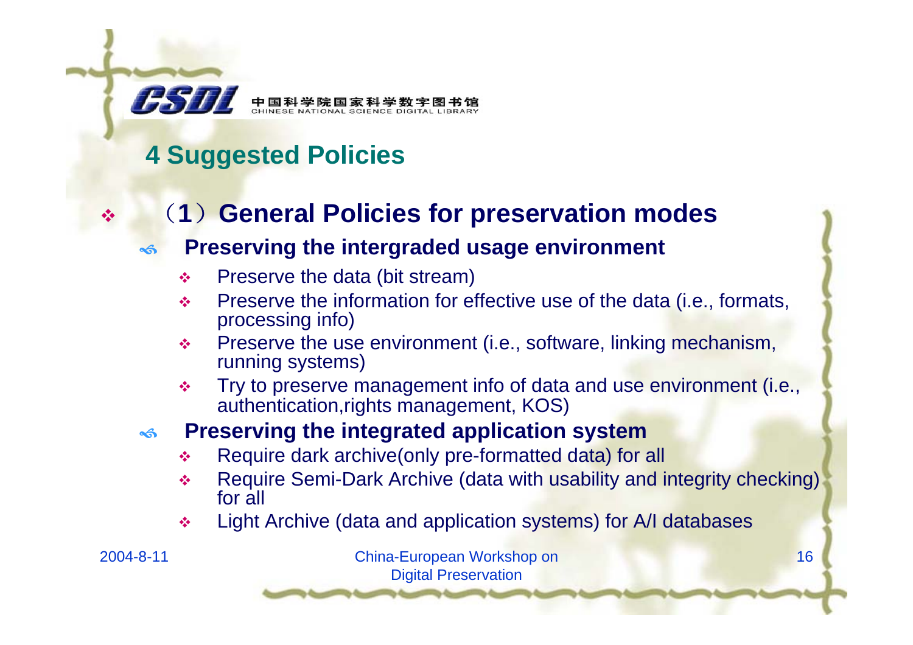## 4 Suggested Policies

- **（1）General Policies for preservation modes**
  - **Preserving the intergraded usage environment**
    - Preserve the data (bit stream)
    - Preserve the information for effective use of the data (i.e., formats, processing info)
    - Preserve the use environment (i.e., software, linking mechanism, running systems)
    - Try to preserve management info of data and use environment (i.e., authentication,rights management, KOS)
  - **Preserving the integrated application system**
    - Require dark archive(only pre-formatted data) for all
    - Require Semi-Dark Archive (data with usability and integrity checking) for all
    - Light Archive (data and application systems) for A/I databases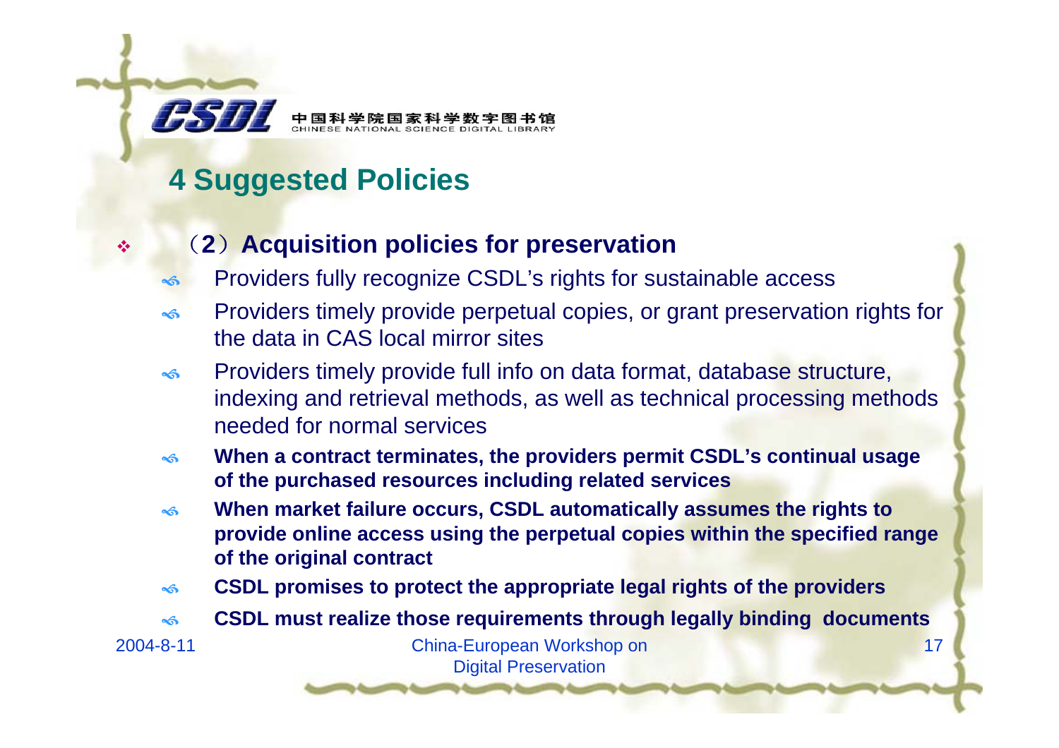# 4 Suggested Policies

- **（2）Acquisition policies for preservation**
  - Providers fully recognize CSDL's rights for sustainable access
  - Providers timely provide perpetual copies, or grant preservation rights for the data in CAS local mirror sites
  - Providers timely provide full info on data format, database structure, indexing and retrieval methods, as well as technical processing methods needed for normal services
  - **When a contract terminates, the providers permit CSDL's continual usage of the purchased resources including related services**
  - **When market failure occurs, CSDL automatically assumes the rights to provide online access using the perpetual copies within the specified range of the original contract**
  - **CSDL promises to protect the appropriate legal rights of the providers**
  - **CSDL must realize those requirements through legally binding documents**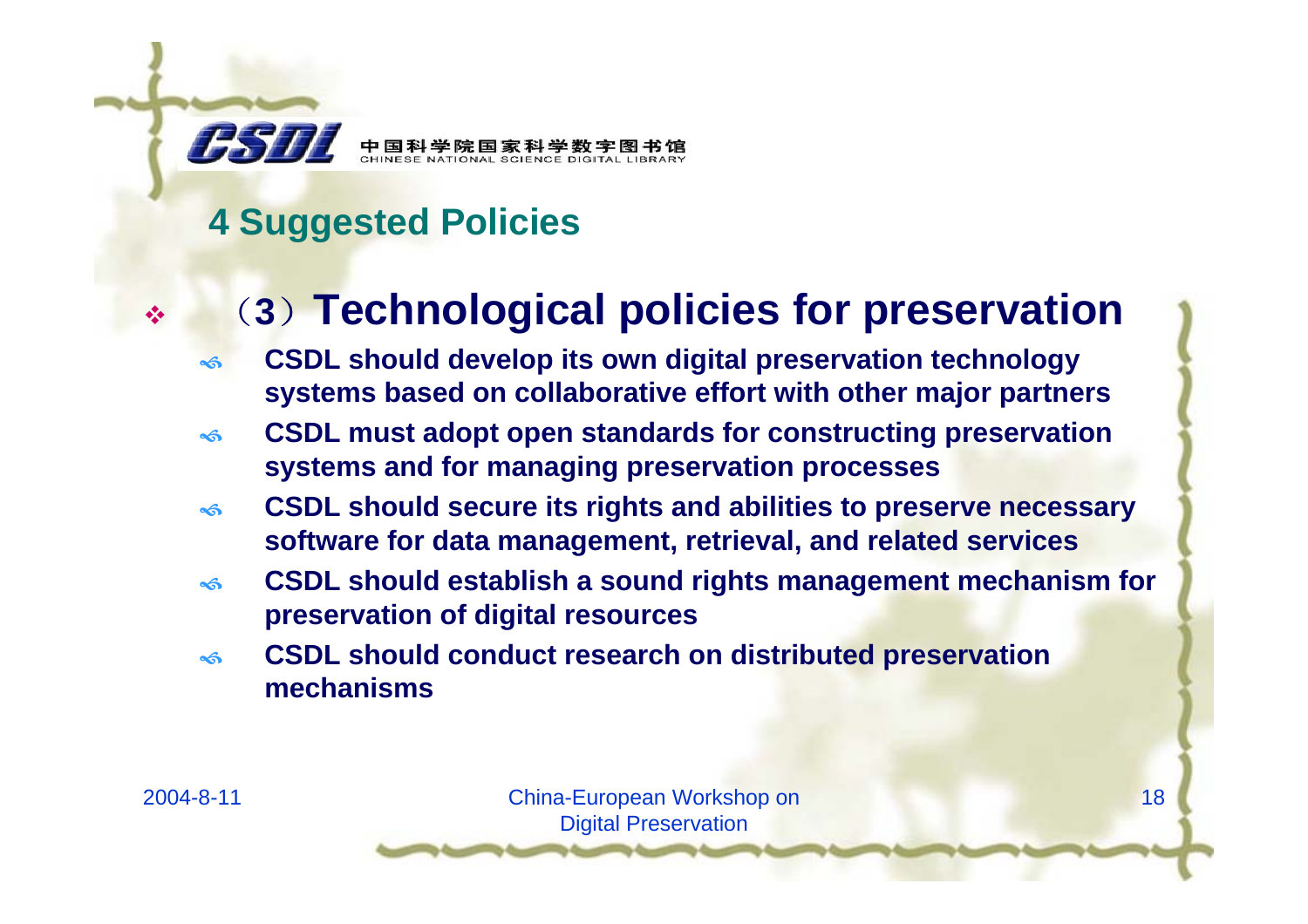## 4 Suggested Policies

- （3）**Technological policies for preservation**
  - **CSDL should develop its own digital preservation technology systems based on collaborative effort with other major partners**
  - **CSDL must adopt open standards for constructing preservation systems and for managing preservation processes**
  - **CSDL should secure its rights and abilities to preserve necessary software for data management, retrieval, and related services**
  - **CSDL should establish a sound rights management mechanism for preservation of digital resources**
  - **CSDL should conduct research on distributed preservation mechanisms**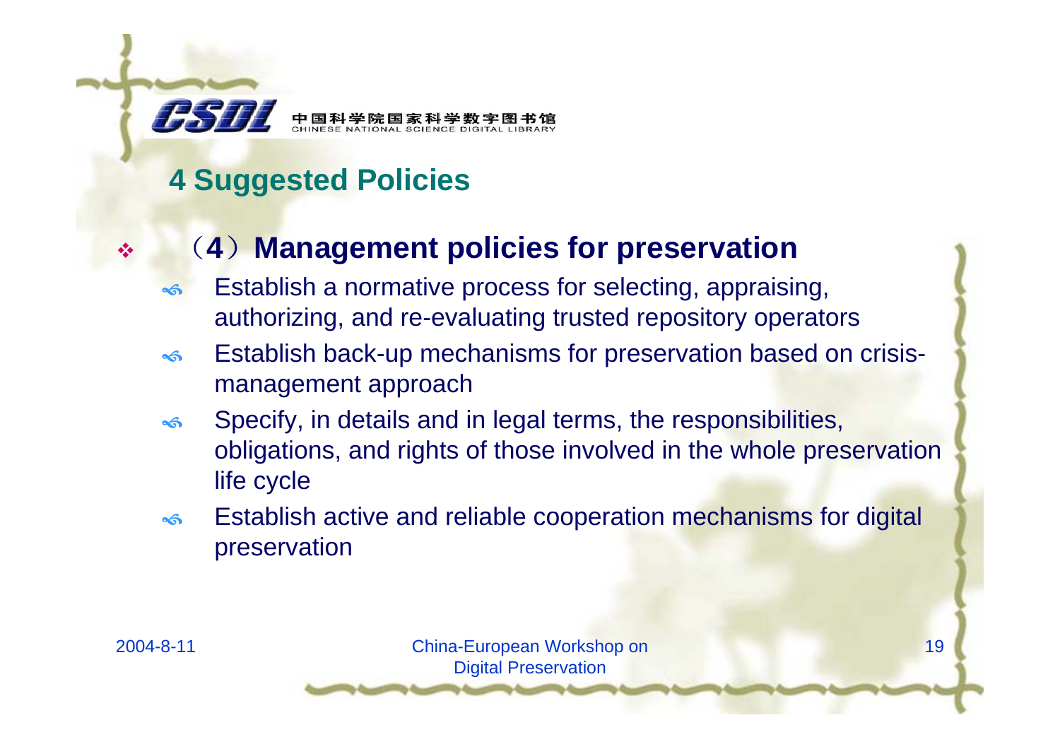## 4 Suggested Policies

- **（4）Management policies for preservation**
  - Establish a normative process for selecting, appraising, authorizing, and re-evaluating trusted repository operators
  - Establish back-up mechanisms for preservation based on crisis-management approach
  - Specify, in details and in legal terms, the responsibilities, obligations, and rights of those involved in the whole preservation life cycle
  - Establish active and reliable cooperation mechanisms for digital preservation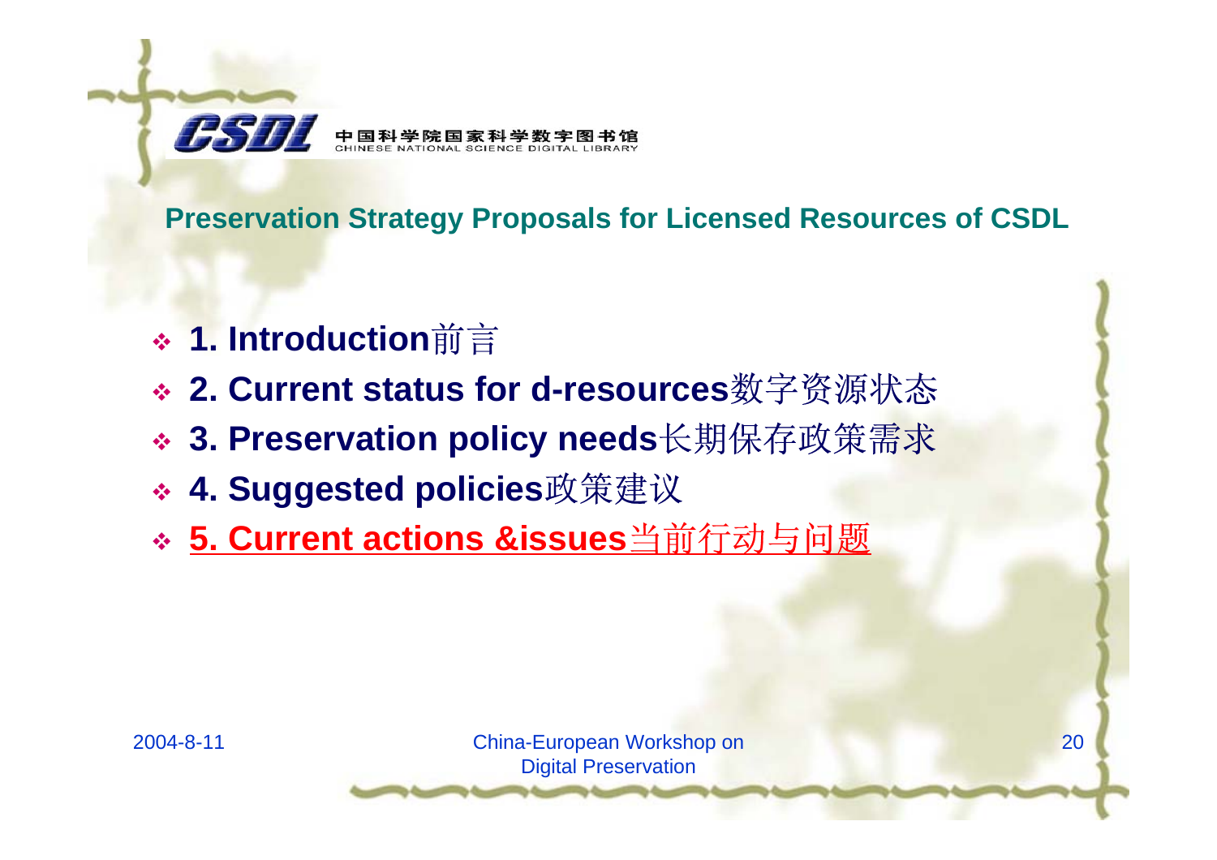## Preservation Strategy Proposals for Licensed Resources of CSDL

- **1. Introduction**前言
- **2. Current status for d-resources**数字资源状态
- **3. Preservation policy needs**长期保存政策需求
- **4. Suggested policies**政策建议
- **5. Current actions &issues**当前行动与问题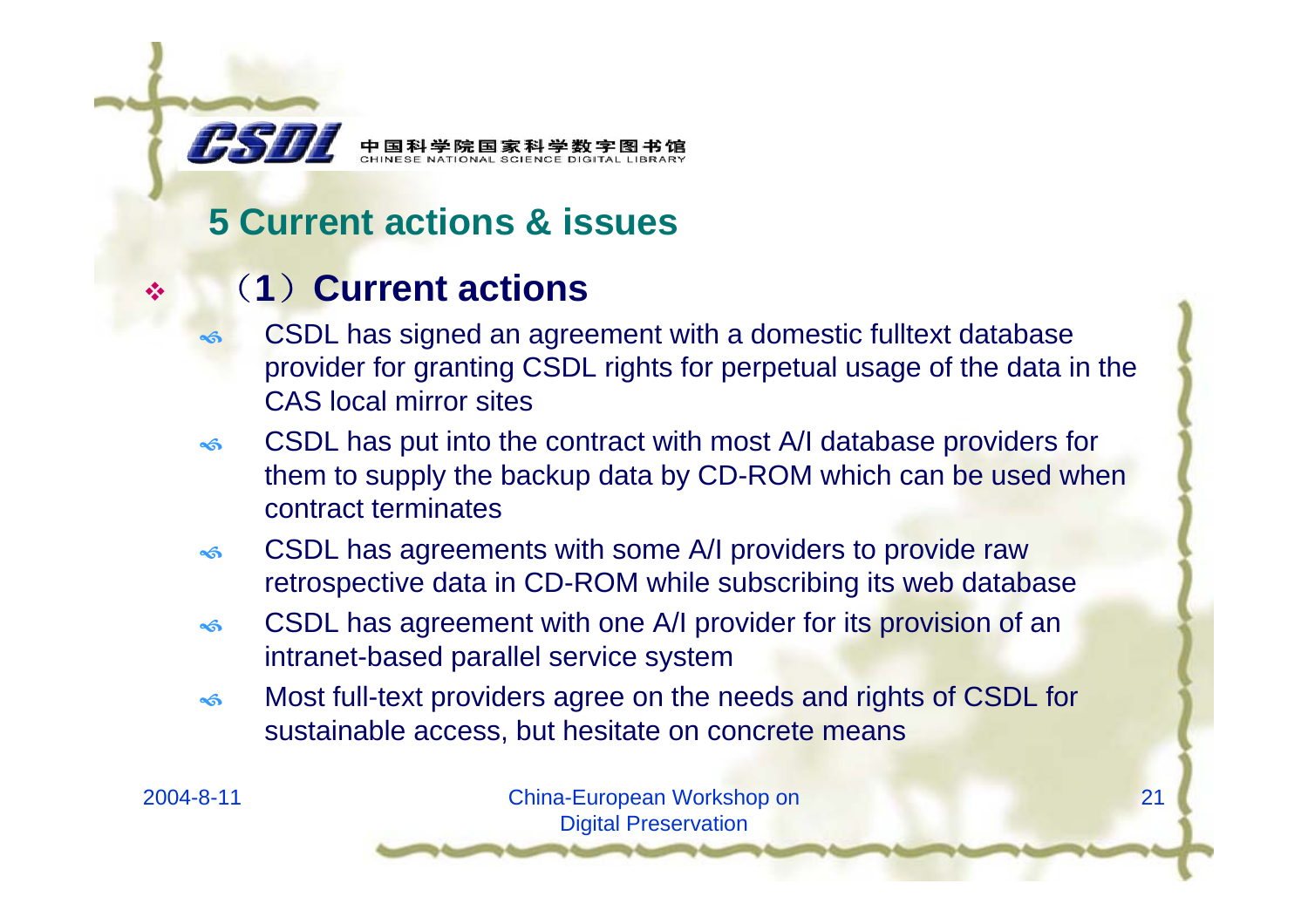## 5 Current actions & issues

### （1）Current actions

- CSDL has signed an agreement with a domestic fulltext database provider for granting CSDL rights for perpetual usage of the data in the CAS local mirror sites
- CSDL has put into the contract with most A/I database providers for them to supply the backup data by CD-ROM which can be used when contract terminates
- CSDL has agreements with some A/I providers to provide raw retrospective data in CD-ROM while subscribing its web database
- CSDL has agreement with one A/I provider for its provision of an intranet-based parallel service system
- Most full-text providers agree on the needs and rights of CSDL for sustainable access, but hesitate on concrete means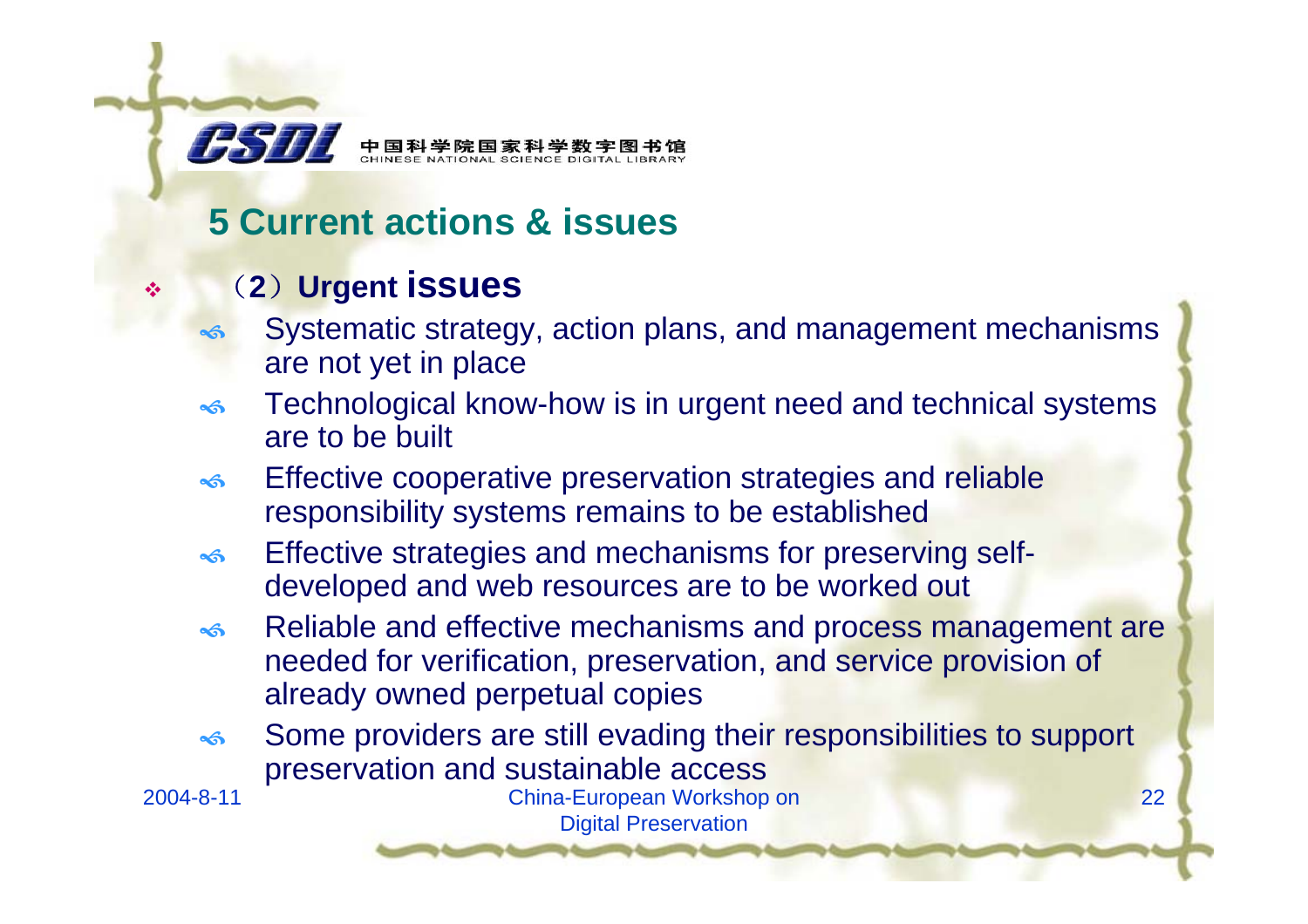## 5 Current actions & issues

- **（2）Urgent issues**
  - Systematic strategy, action plans, and management mechanisms are not yet in place
  - Technological know-how is in urgent need and technical systems are to be built
  - Effective cooperative preservation strategies and reliable responsibility systems remains to be established
  - Effective strategies and mechanisms for preserving self-developed and web resources are to be worked out
  - Reliable and effective mechanisms and process management are needed for verification, preservation, and service provision of already owned perpetual copies
  - Some providers are still evading their responsibilities to support preservation and sustainable access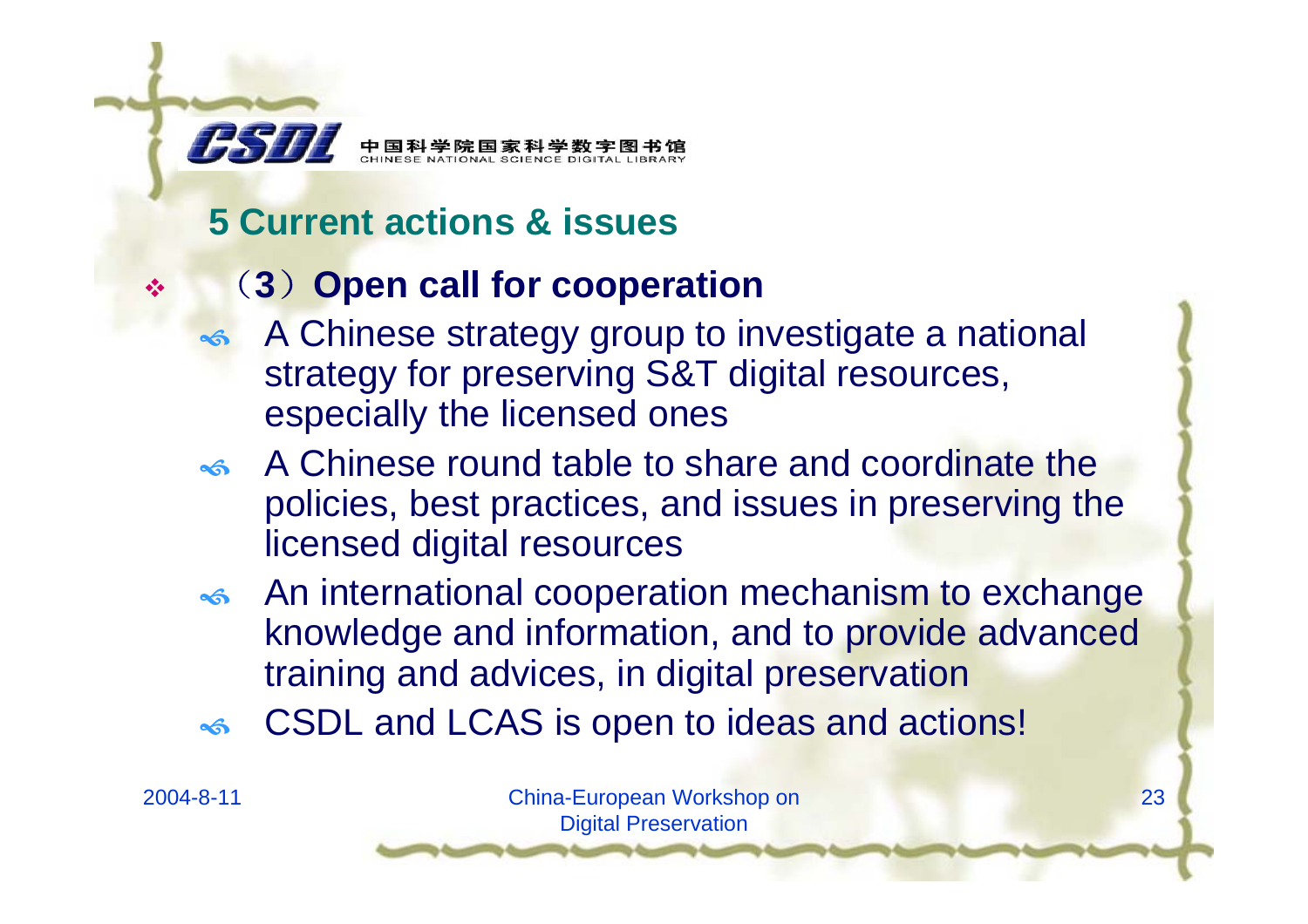## 5 Current actions & issues

- **（3）Open call for cooperation**
  - A Chinese strategy group to investigate a national strategy for preserving S&T digital resources, especially the licensed ones
  - A Chinese round table to share and coordinate the policies, best practices, and issues in preserving the licensed digital resources
  - An international cooperation mechanism to exchange knowledge and information, and to provide advanced training and advices, in digital preservation
  - CSDL and LCAS is open to ideas and actions!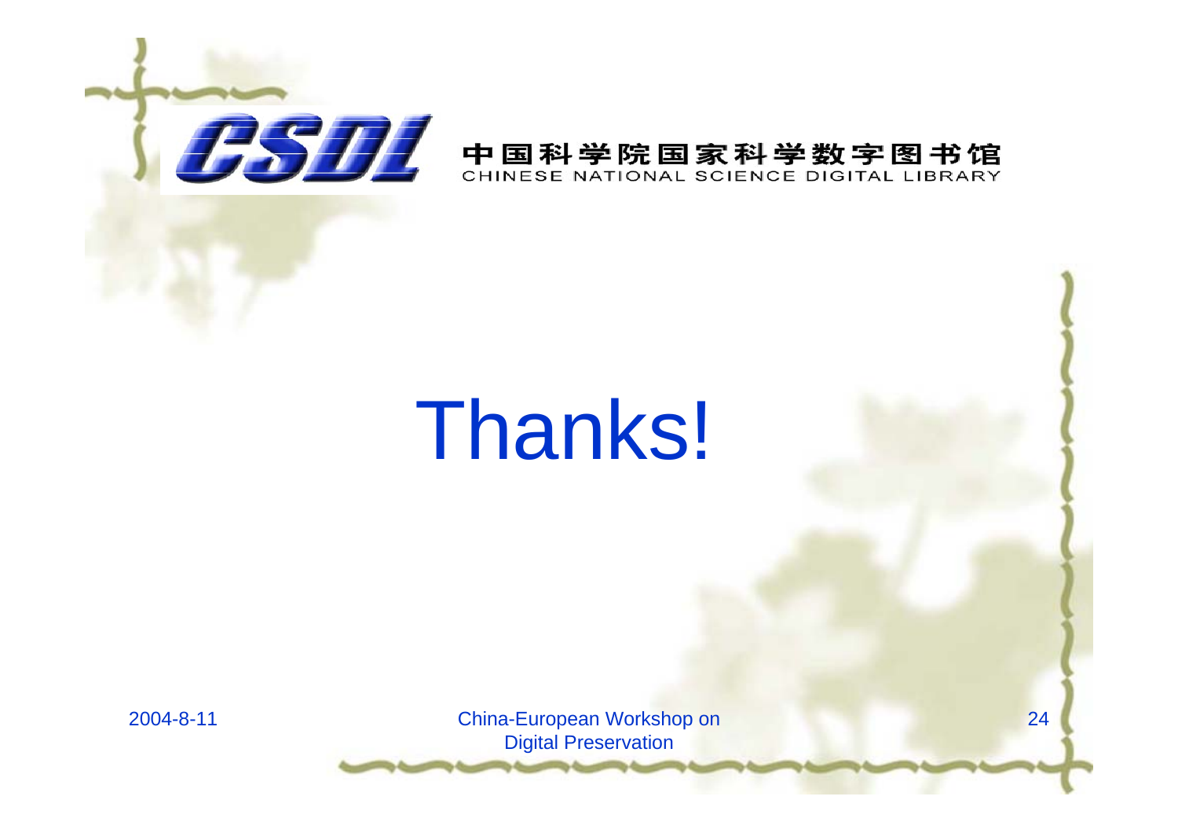CSDL 中国科学院国家科学数字图书馆 CHINESE NATIONAL SCIENCE DIGITAL LIBRARY

# Thanks!